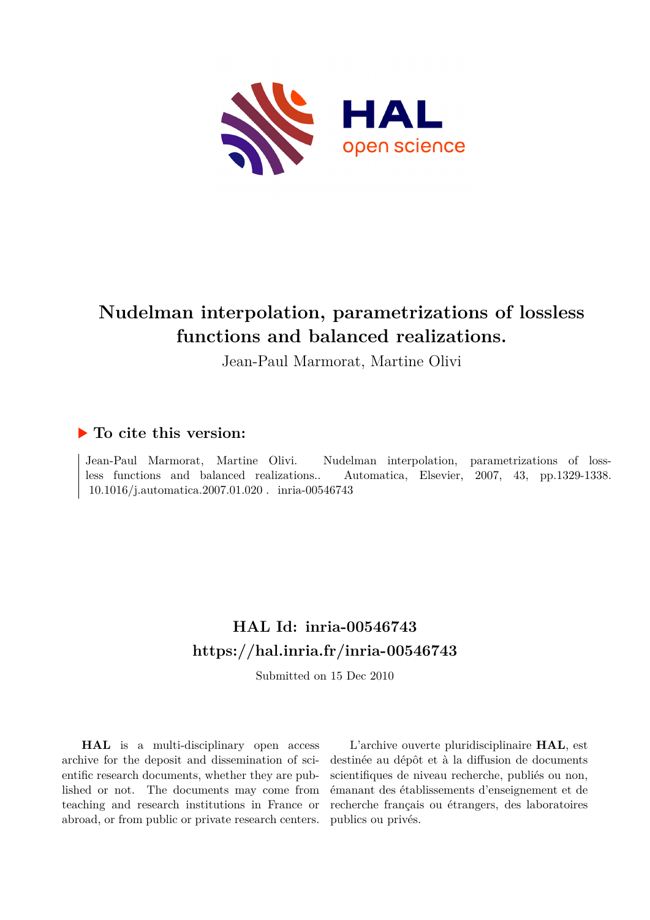# Nudelman interpolation, parametrizations of lossless functions and balanced realizations.

Jean-Paul Marmorat, Martine Olivi

## ▶ To cite this version:

Jean-Paul Marmorat, Martine Olivi. Nudelman interpolation, parametrizations of lossless functions and balanced realizations.. Automatica, Elsevier, 2007, 43, pp.1329-1338. 10.1016/j.automatica.2007.01.020 . inria-00546743

## HAL Id: inria-00546743

## https://hal.inria.fr/inria-00546743

Submitted on 15 Dec 2010

**HAL** is a multi-disciplinary open access archive for the deposit and dissemination of scientific research documents, whether they are published or not. The documents may come from teaching and research institutions in France or abroad, or from public or private research centers.

L'archive ouverte pluridisciplinaire **HAL**, est destinée au dépôt et à la diffusion de documents scientifiques de niveau recherche, publiés ou non, émanant des établissements d'enseignement et de recherche français ou étrangers, des laboratoires publics ou privés.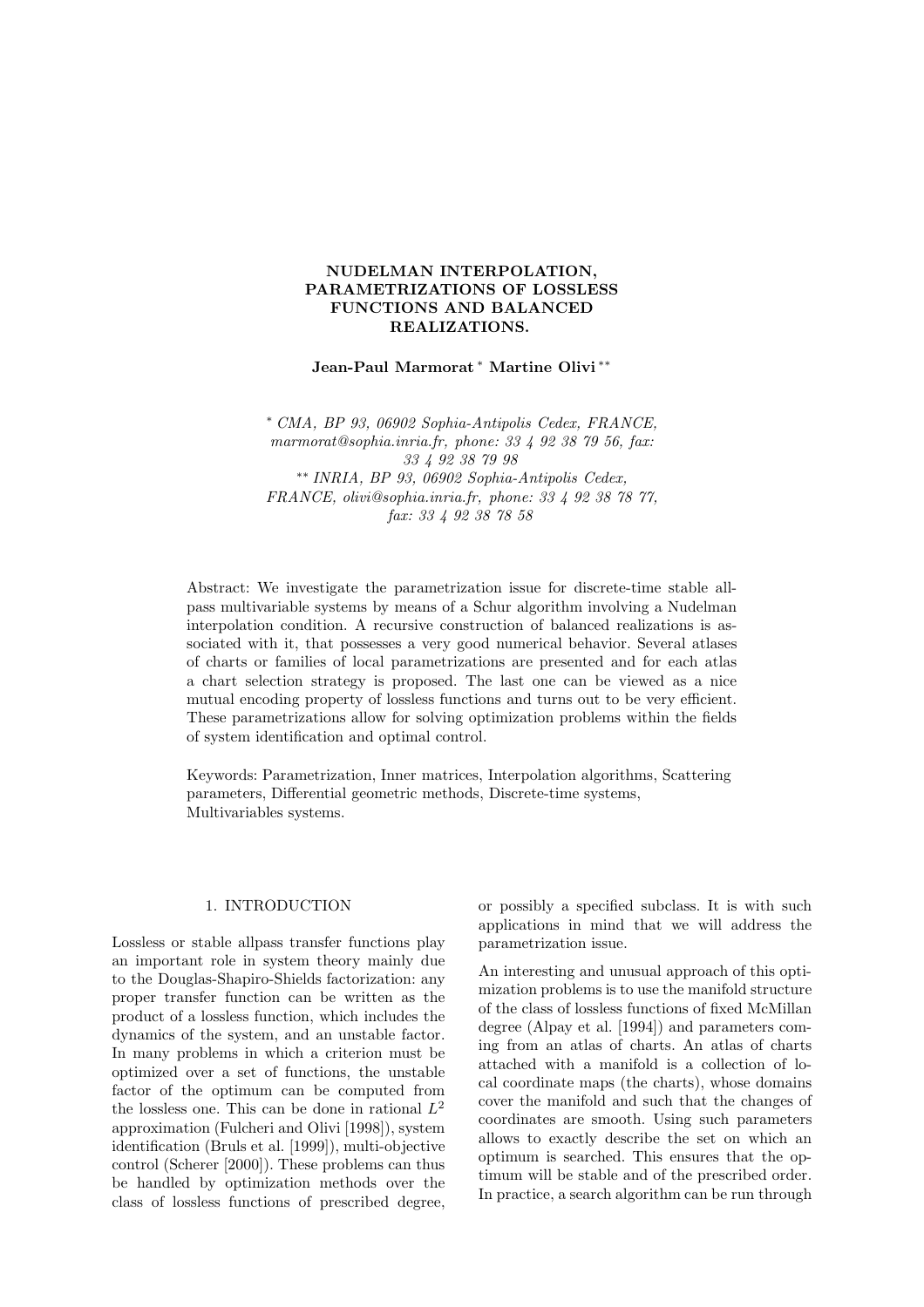# NUDELMAN INTERPOLATION, PARAMETRIZATIONS OF LOSSLESS FUNCTIONS AND BALANCED REALIZATIONS.

**Jean-Paul Marmorat** [*] **Martine Olivi** [**]

[*] *CMA, BP 93, 06902 Sophia-Antipolis Cedex, FRANCE, marmorat@sophia.inria.fr, phone: 33 4 92 38 79 56, fax: 33 4 92 38 79 98*
[**] *INRIA, BP 93, 06902 Sophia-Antipolis Cedex, FRANCE, olivi@sophia.inria.fr, phone: 33 4 92 38 78 77, fax: 33 4 92 38 78 58*

Abstract: We investigate the parametrization issue for discrete-time stable all-pass multivariable systems by means of a Schur algorithm involving a Nudelman interpolation condition. A recursive construction of balanced realizations is associated with it, that possesses a very good numerical behavior. Several atlases of charts or families of local parametrizations are presented and for each atlas a chart selection strategy is proposed. The last one can be viewed as a nice mutual encoding property of lossless functions and turns out to be very efficient. These parametrizations allow for solving optimization problems within the fields of system identification and optimal control.

Keywords: Parametrization, Inner matrices, Interpolation algorithms, Scattering parameters, Differential geometric methods, Discrete-time systems, Multivariables systems.

## 1. INTRODUCTION

Lossless or stable allpass transfer functions play an important role in system theory mainly due to the Douglas-Shapiro-Shields factorization: any proper transfer function can be written as the product of a lossless function, which includes the dynamics of the system, and an unstable factor. In many problems in which a criterion must be optimized over a set of functions, the unstable factor of the optimum can be computed from the lossless one. This can be done in rational $L^2$ approximation (Fulcheri and Olivi [1998]), system identification (Bruls et al. [1999]), multi-objective control (Scherer [2000]). These problems can thus be handled by optimization methods over the class of lossless functions of prescribed degree, or possibly a specified subclass. It is with such applications in mind that we will address the parametrization issue.

An interesting and unusual approach of this optimization problems is to use the manifold structure of the class of lossless functions of fixed McMillan degree (Alpay et al. [1994]) and parameters coming from an atlas of charts. An atlas of charts attached with a manifold is a collection of local coordinate maps (the charts), whose domains cover the manifold and such that the changes of coordinates are smooth. Using such parameters allows to exactly describe the set on which an optimum is searched. This ensures that the optimum will be stable and of the prescribed order. In practice, a search algorithm can be run through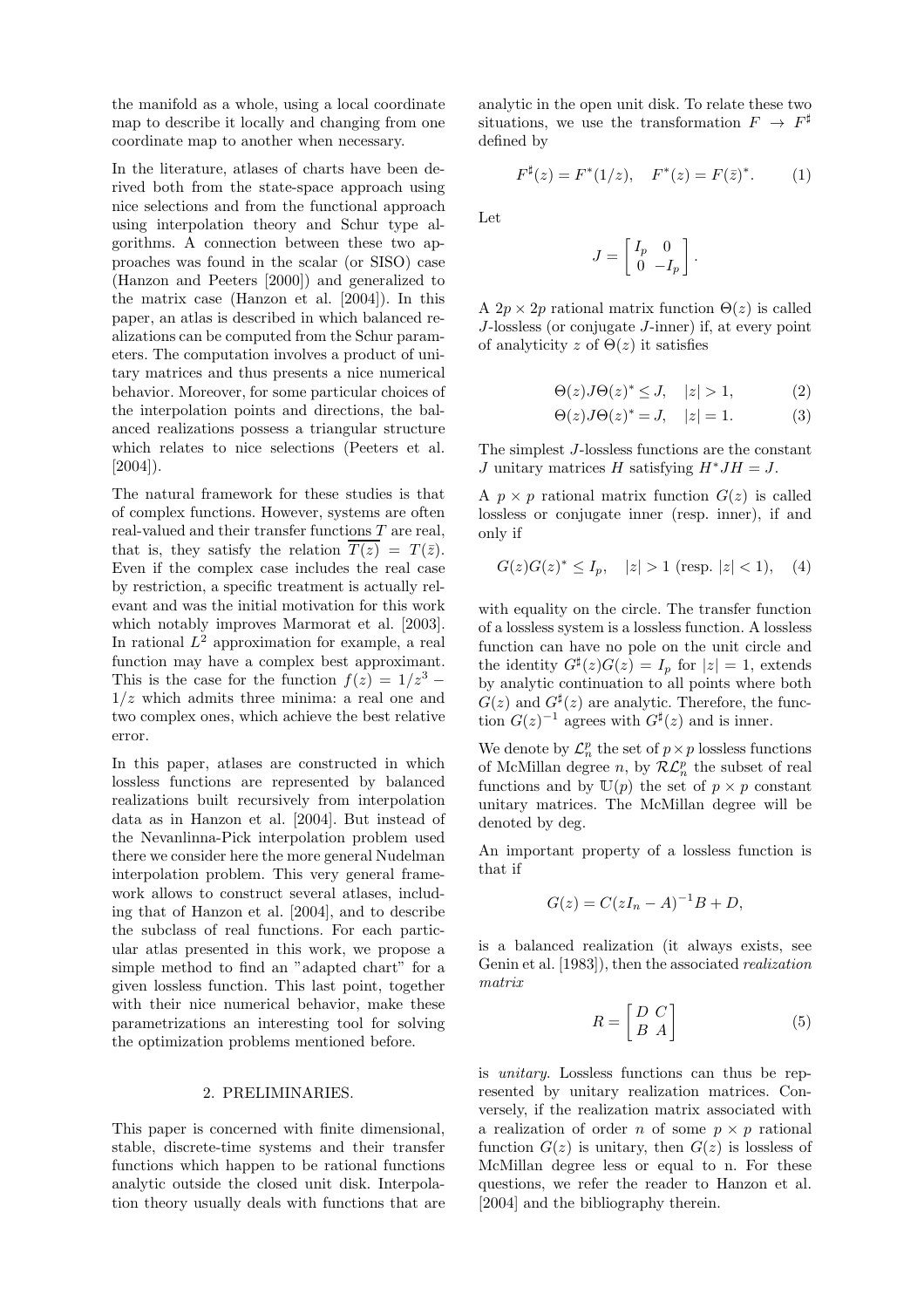the manifold as a whole, using a local coordinate map to describe it locally and changing from one coordinate map to another when necessary.

In the literature, atlases of charts have been derived both from the state-space approach using nice selections and from the functional approach using interpolation theory and Schur type algorithms. A connection between these two approaches was found in the scalar (or SISO) case (Hanzon and Peeters [2000]) and generalized to the matrix case (Hanzon et al. [2004]). In this paper, an atlas is described in which balanced realizations can be computed from the Schur parameters. The computation involves a product of unitary matrices and thus presents a nice numerical behavior. Moreover, for some particular choices of the interpolation points and directions, the balanced realizations possess a triangular structure which relates to nice selections (Peeters et al. [2004]).

The natural framework for these studies is that of complex functions. However, systems are often real-valued and their transfer functions $T$ are real, that is, they satisfy the relation $\overline{T(z)} = T(\bar{z})$. Even if the complex case includes the real case by restriction, a specific treatment is actually relevant and was the initial motivation for this work which notably improves Marmorat et al. [2003]. In rational $L^2$ approximation for example, a real function may have a complex best approximant. This is the case for the function $f(z) = 1/z^3 - 1/z$ which admits three minima: a real one and two complex ones, which achieve the best relative error.

In this paper, atlases are constructed in which lossless functions are represented by balanced realizations built recursively from interpolation data as in Hanzon et al. [2004]. But instead of the Nevanlinna-Pick interpolation problem used there we consider here the more general Nudelman interpolation problem. This very general framework allows to construct several atlases, including that of Hanzon et al. [2004], and to describe the subclass of real functions. For each particular atlas presented in this work, we propose a simple method to find an "adapted chart" for a given lossless function. This last point, together with their nice numerical behavior, make these parametrizations an interesting tool for solving the optimization problems mentioned before.

## 2. PRELIMINARIES.

This paper is concerned with finite dimensional, stable, discrete-time systems and their transfer functions which happen to be rational functions analytic outside the closed unit disk. Interpolation theory usually deals with functions that are analytic in the open unit disk. To relate these two situations, we use the transformation $F \to F^\sharp$ defined by

$$F^\sharp(z) = F^*(1/z), \quad F^*(z) = F(\bar{z})^*. \tag{1}$$

Let

$$J = \begin{bmatrix} I_p & 0 \\ 0 & -I_p \end{bmatrix}.$$

A $2p \times 2p$ rational matrix function $\Theta(z)$ is called $J$-lossless (or conjugate $J$-inner) if, at every point of analyticity $z$ of $\Theta(z)$ it satisfies

$$\Theta(z) J \Theta(z)^* \leq J, \quad |z| > 1, \tag{2}$$

$$\Theta(z) J \Theta(z)^* = J, \quad |z| = 1. \tag{3}$$

The simplest $J$-lossless functions are the constant $J$ unitary matrices $H$ satisfying $H^* J H = J$.

A $p \times p$ rational matrix function $G(z)$ is called lossless or conjugate inner (resp. inner), if and only if

$$G(z)G(z)^* \leq I_p, \quad |z| > 1 \text{ (resp. } |z| < 1), \tag{4}$$

with equality on the circle. The transfer function of a lossless system is a lossless function. A lossless function can have no pole on the unit circle and the identity $G^\sharp(z)G(z) = I_p$ for $|z| = 1$, extends by analytic continuation to all points where both $G(z)$ and $G^\sharp(z)$ are analytic. Therefore, the function $G(z)^{-1}$ agrees with $G^\sharp(z)$ and is inner.

We denote by $\mathcal{L}_n^p$ the set of $p \times p$ lossless functions of McMillan degree $n$, by $\mathcal{RL}_n^p$ the subset of real functions and by $\mathbb{U}(p)$ the set of $p \times p$ constant unitary matrices. The McMillan degree will be denoted by deg.

An important property of a lossless function is that if

$$G(z) = C(zI_n - A)^{-1}B + D,$$

is a balanced realization (it always exists, see Genin et al. [1983]), then the associated *realization matrix*

$$R = \begin{bmatrix} D & C \\ B & A \end{bmatrix} \tag{5}$$

is *unitary*. Lossless functions can thus be represented by unitary realization matrices. Conversely, if the realization matrix associated with a realization of order $n$ of some $p \times p$ rational function $G(z)$ is unitary, then $G(z)$ is lossless of McMillan degree less or equal to n. For these questions, we refer the reader to Hanzon et al. [2004] and the bibliography therein.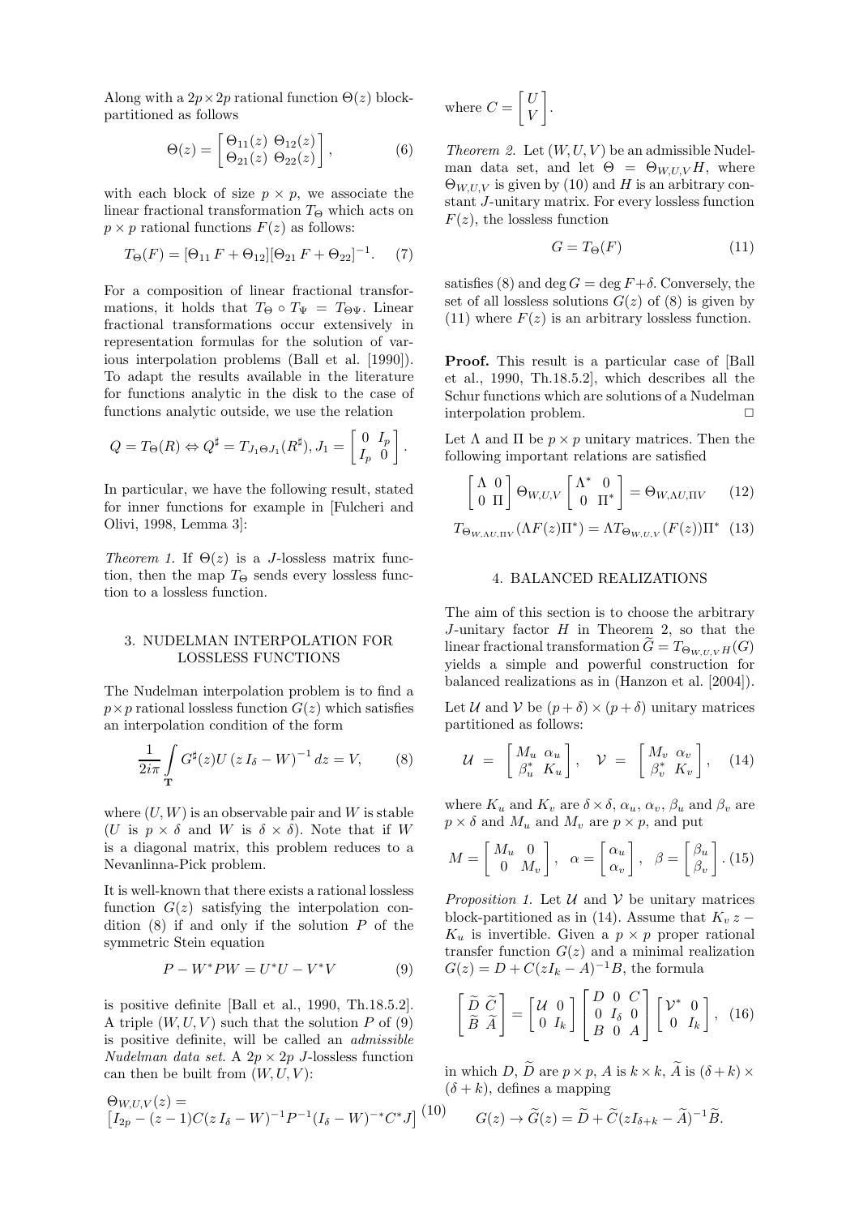Along with a $2p\times 2p$ rational function $\Theta(z)$ block-partitioned as follows

$$\Theta(z) = \begin{bmatrix} \Theta_{11}(z) & \Theta_{12}(z) \\ \Theta_{21}(z) & \Theta_{22}(z) \end{bmatrix}, \qquad (6)$$

with each block of size $p \times p$, we associate the linear fractional transformation $T_\Theta$ which acts on $p \times p$ rational functions $F(z)$ as follows:

$$T_\Theta(F) = [\Theta_{11}\, F + \Theta_{12}][\Theta_{21}\, F + \Theta_{22}]^{-1}. \qquad (7)$$

For a composition of linear fractional transformations, it holds that $T_\Theta \circ T_\Psi = T_{\Theta\Psi}$. Linear fractional transformations occur extensively in representation formulas for the solution of various interpolation problems (Ball et al. [1990]). To adapt the results available in the literature for functions analytic in the disk to the case of functions analytic outside, we use the relation

$$Q = T_\Theta(R) \Leftrightarrow Q^\sharp = T_{J_1 \Theta J_1}(R^\sharp),\ J_1 = \begin{bmatrix} 0 & I_p \\ I_p & 0 \end{bmatrix}.$$

In particular, we have the following result, stated for inner functions for example in [Fulcheri and Olivi, 1998, Lemma 3]:

*Theorem 1.* If $\Theta(z)$ is a $J$-lossless matrix function, then the map $T_\Theta$ sends every lossless function to a lossless function.

## 3. NUDELMAN INTERPOLATION FOR LOSSLESS FUNCTIONS

The Nudelman interpolation problem is to find a $p\times p$ rational lossless function $G(z)$ which satisfies an interpolation condition of the form

$$\frac{1}{2i\pi} \int_{\mathbf{T}} G^\sharp(z) U \left(z\, I_\delta - W\right)^{-1} dz = V, \qquad (8)$$

where $(U, W)$ is an observable pair and $W$ is stable ($U$ is $p \times \delta$ and $W$ is $\delta \times \delta$). Note that if $W$ is a diagonal matrix, this problem reduces to a Nevanlinna-Pick problem.

It is well-known that there exists a rational lossless function $G(z)$ satisfying the interpolation condition (8) if and only if the solution $P$ of the symmetric Stein equation

$$P - W^* P W = U^* U - V^* V \qquad (9)$$

is positive definite [Ball et al., 1990, Th.18.5.2]. A triple $(W, U, V)$ such that the solution $P$ of (9) is positive definite, will be called an *admissible Nudelman data set*. A $2p \times 2p$ $J$-lossless function can then be built from $(W, U, V)$:

$$\Theta_{W,U,V}(z) = \left[I_{2p} - (z-1) C (z\, I_\delta - W)^{-1} P^{-1} (I_\delta - W)^{-*} C^* J\right] \qquad (10)$$

where $C = \begin{bmatrix} U \\ V \end{bmatrix}$.

*Theorem 2.* Let $(W, U, V)$ be an admissible Nudelman data set, and let $\Theta = \Theta_{W,U,V} H$, where $\Theta_{W,U,V}$ is given by (10) and $H$ is an arbitrary constant $J$-unitary matrix. For every lossless function $F(z)$, the lossless function

$$G = T_\Theta(F) \qquad (11)$$

satisfies (8) and $\deg G = \deg F + \delta$. Conversely, the set of all lossless solutions $G(z)$ of (8) is given by (11) where $F(z)$ is an arbitrary lossless function.

**Proof.** This result is a particular case of [Ball et al., 1990, Th.18.5.2], which describes all the Schur functions which are solutions of a Nudelman interpolation problem. $\square$

Let $\Lambda$ and $\Pi$ be $p \times p$ unitary matrices. Then the following important relations are satisfied

$$\begin{bmatrix} \Lambda & 0 \\ 0 & \Pi \end{bmatrix} \Theta_{W,U,V} \begin{bmatrix} \Lambda^* & 0 \\ 0 & \Pi^* \end{bmatrix} = \Theta_{W, \Lambda U, \Pi V} \qquad (12)$$

$$T_{\Theta_{W,\Lambda U, \Pi V}}(\Lambda F(z) \Pi^*) = \Lambda T_{\Theta_{W,U,V}}(F(z)) \Pi^* \quad (13)$$

## 4. BALANCED REALIZATIONS

The aim of this section is to choose the arbitrary $J$-unitary factor $H$ in Theorem 2, so that the linear fractional transformation $\widetilde{G} = T_{\Theta_{W,U,V} H}(G)$ yields a simple and powerful construction for balanced realizations as in (Hanzon et al. [2004]).

Let $\mathcal{U}$ and $\mathcal{V}$ be $(p+\delta) \times (p+\delta)$ unitary matrices partitioned as follows:

$$\mathcal{U} = \begin{bmatrix} M_u & \alpha_u \\ \beta_u^* & K_u \end{bmatrix}, \quad \mathcal{V} = \begin{bmatrix} M_v & \alpha_v \\ \beta_v^* & K_v \end{bmatrix}, \quad (14)$$

where $K_u$ and $K_v$ are $\delta \times \delta$, $\alpha_u$, $\alpha_v$, $\beta_u$ and $\beta_v$ are $p \times \delta$ and $M_u$ and $M_v$ are $p \times p$, and put

$$M = \begin{bmatrix} M_u & 0 \\ 0 & M_v \end{bmatrix}, \quad \alpha = \begin{bmatrix} \alpha_u \\ \alpha_v \end{bmatrix}, \quad \beta = \begin{bmatrix} \beta_u \\ \beta_v \end{bmatrix}. \, (15)$$

*Proposition 1.* Let $\mathcal{U}$ and $\mathcal{V}$ be unitary matrices block-partitioned as in (14). Assume that $K_v\, z - K_u$ is invertible. Given a $p \times p$ proper rational transfer function $G(z)$ and a minimal realization $G(z) = D + C(zI_k - A)^{-1} B$, the formula

$$\begin{bmatrix} \widetilde{D} & \widetilde{C} \\ \widetilde{B} & \widetilde{A} \end{bmatrix} = \begin{bmatrix} \mathcal{U} & 0 \\ 0 & I_k \end{bmatrix} \begin{bmatrix} D & 0 & C \\ 0 & I_\delta & 0 \\ B & 0 & A \end{bmatrix} \begin{bmatrix} \mathcal{V}^* & 0 \\ 0 & I_k \end{bmatrix}, \quad (16)$$

in which $D$, $\widetilde{D}$ are $p \times p$, $A$ is $k \times k$, $\widetilde{A}$ is $(\delta + k) \times (\delta + k)$, defines a mapping

$$G(z) \to \widetilde{G}(z) = \widetilde{D} + \widetilde{C}(zI_{\delta+k} - \widetilde{A})^{-1} \widetilde{B}.$$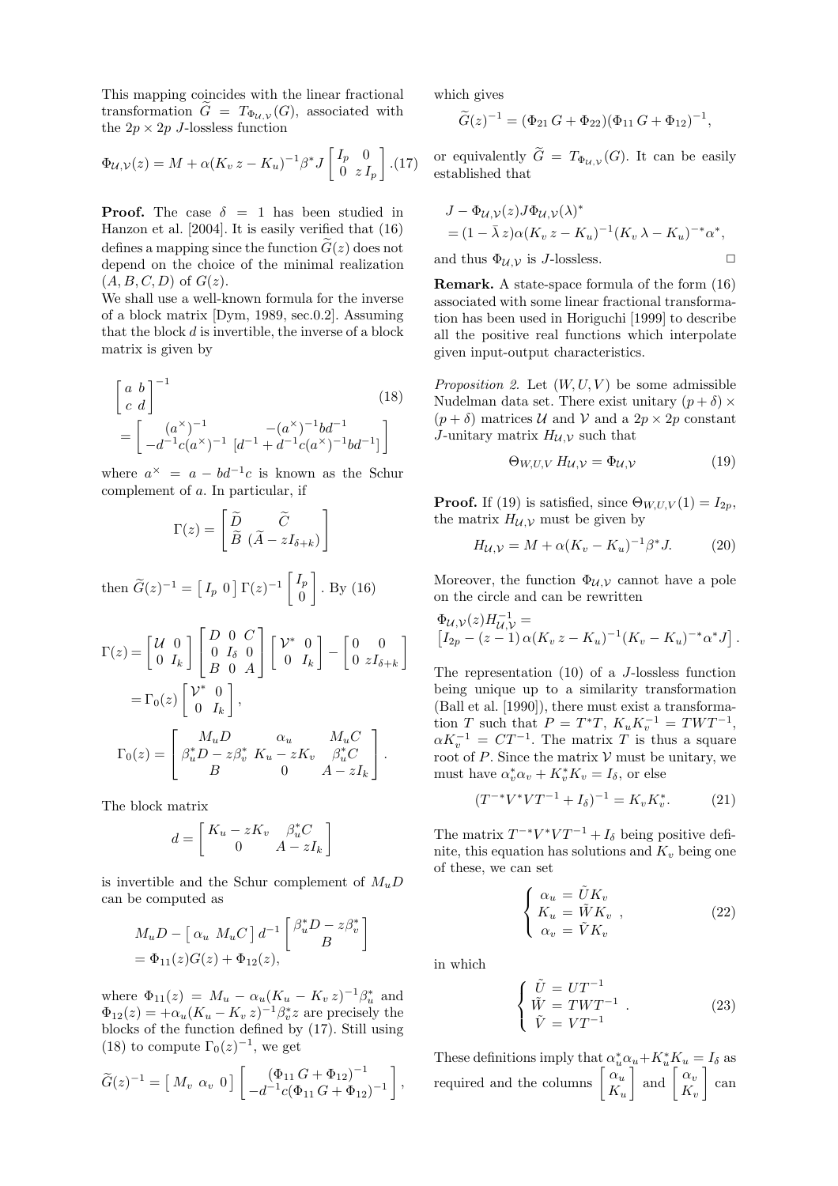This mapping coincides with the linear fractional transformation $\widetilde{G} = T_{\Phi_{\mathcal{U},\mathcal{V}}}(G)$, associated with the $2p \times 2p$ $J$-lossless function

$$\Phi_{\mathcal{U},\mathcal{V}}(z) = M + \alpha(K_v z - K_u)^{-1}\beta^* J \begin{bmatrix} I_p & 0 \\ 0 & z\, I_p \end{bmatrix}. \quad (17)$$

**Proof.** The case $\delta = 1$ has been studied in Hanzon et al. [2004]. It is easily verified that (16) defines a mapping since the function $\widetilde{G}(z)$ does not depend on the choice of the minimal realization $(A, B, C, D)$ of $G(z)$.

We shall use a well-known formula for the inverse of a block matrix [Dym, 1989, sec.0.2]. Assuming that the block $d$ is invertible, the inverse of a block matrix is given by

$$\begin{bmatrix} a & b \\ c & d \end{bmatrix}^{-1} = \begin{bmatrix} (a^\times)^{-1} & -(a^\times)^{-1} b d^{-1} \\ -d^{-1} c (a^\times)^{-1} & [d^{-1} + d^{-1} c (a^\times)^{-1} b d^{-1}] \end{bmatrix} \quad (18)$$

where $a^\times = a - b d^{-1} c$ is known as the Schur complement of $a$. In particular, if

$$\Gamma(z) = \begin{bmatrix} \widetilde{D} & \widetilde{C} \\ \widetilde{B} & (\widetilde{A} - z I_{\delta+k}) \end{bmatrix}$$

then $\widetilde{G}(z)^{-1} = \begin{bmatrix} I_p & 0 \end{bmatrix} \Gamma(z)^{-1} \begin{bmatrix} I_p \\ 0 \end{bmatrix}$. By (16)

$$\Gamma(z) = \begin{bmatrix} \mathcal{U} & 0 \\ 0 & I_k \end{bmatrix} \begin{bmatrix} D & 0 & C \\ 0 & I_\delta & 0 \\ B & 0 & A \end{bmatrix} \begin{bmatrix} \mathcal{V}^* & 0 \\ 0 & I_k \end{bmatrix} - \begin{bmatrix} 0 & 0 \\ 0 & z I_{\delta+k} \end{bmatrix}$$
$$= \Gamma_0(z) \begin{bmatrix} \mathcal{V}^* & 0 \\ 0 & I_k \end{bmatrix},$$
$$\Gamma_0(z) = \begin{bmatrix} M_u D & \alpha_u & M_u C \\ \beta_u^* D - z\beta_v^* & K_u - z K_v & \beta_u^* C \\ B & 0 & A - z I_k \end{bmatrix}.$$

The block matrix

$$d = \begin{bmatrix} K_u - z K_v & \beta_u^* C \\ 0 & A - z I_k \end{bmatrix}$$

is invertible and the Schur complement of $M_u D$ can be computed as

$$M_u D - \begin{bmatrix} \alpha_u & M_u C \end{bmatrix} d^{-1} \begin{bmatrix} \beta_u^* D - z\beta_v^* \\ B \end{bmatrix}$$
$$= \Phi_{11}(z) G(z) + \Phi_{12}(z),$$

where $\Phi_{11}(z) = M_u - \alpha_u (K_u - K_v z)^{-1} \beta_u^*$ and $\Phi_{12}(z) = +\alpha_u (K_u - K_v z)^{-1} \beta_v^* z$ are precisely the blocks of the function defined by (17). Still using (18) to compute $\Gamma_0(z)^{-1}$, we get

$$\widetilde{G}(z)^{-1} = \begin{bmatrix} M_v & \alpha_v & 0 \end{bmatrix} \begin{bmatrix} (\Phi_{11} G + \Phi_{12})^{-1} \\ -d^{-1} c (\Phi_{11} G + \Phi_{12})^{-1} \end{bmatrix},$$

which gives

$$\widetilde{G}(z)^{-1} = (\Phi_{21} G + \Phi_{22})(\Phi_{11} G + \Phi_{12})^{-1},$$

or equivalently $\widetilde{G} = T_{\Phi_{\mathcal{U},\mathcal{V}}}(G)$. It can be easily established that

$$J - \Phi_{\mathcal{U},\mathcal{V}}(z) J \Phi_{\mathcal{U},\mathcal{V}}(\lambda)^*$$
$$= (1 - \bar{\lambda} z) \alpha (K_v z - K_u)^{-1} (K_v \lambda - K_u)^{-*} \alpha^*,$$

and thus $\Phi_{\mathcal{U},\mathcal{V}}$ is $J$-lossless. □

**Remark.** A state-space formula of the form (16) associated with some linear fractional transformation has been used in Horiguchi [1999] to describe all the positive real functions which interpolate given input-output characteristics.

*Proposition 2.* Let $(W, U, V)$ be some admissible Nudelman data set. There exist unitary $(p+\delta) \times (p+\delta)$ matrices $\mathcal{U}$ and $\mathcal{V}$ and a $2p \times 2p$ constant $J$-unitary matrix $H_{\mathcal{U},\mathcal{V}}$ such that

$$\Theta_{W,U,V}\, H_{\mathcal{U},\mathcal{V}} = \Phi_{\mathcal{U},\mathcal{V}} \quad (19)$$

**Proof.** If (19) is satisfied, since $\Theta_{W,U,V}(1) = I_{2p}$, the matrix $H_{\mathcal{U},\mathcal{V}}$ must be given by

$$H_{\mathcal{U},\mathcal{V}} = M + \alpha (K_v - K_u)^{-1} \beta^* J. \quad (20)$$

Moreover, the function $\Phi_{\mathcal{U},\mathcal{V}}$ cannot have a pole on the circle and can be rewritten

$$\Phi_{\mathcal{U},\mathcal{V}}(z) H_{\mathcal{U},\mathcal{V}}^{-1} =$$
$$\left[ I_{2p} - (z-1)\, \alpha (K_v z - K_u)^{-1} (K_v - K_u)^{-*} \alpha^* J \right].$$

The representation (10) of a $J$-lossless function being unique up to a similarity transformation (Ball et al. [1990]), there must exist a transformation $T$ such that $P = T^* T$, $K_u K_v^{-1} = T W T^{-1}$, $\alpha K_v^{-1} = C T^{-1}$. The matrix $T$ is thus a square root of $P$. Since the matrix $\mathcal{V}$ must be unitary, we must have $\alpha_v^* \alpha_v + K_v^* K_v = I_\delta$, or else

$$(T^{-*} V^* V T^{-1} + I_\delta)^{-1} = K_v K_v^*. \quad (21)$$

The matrix $T^{-*} V^* V T^{-1} + I_\delta$ being positive definite, this equation has solutions and $K_v$ being one of these, we can set

$$\begin{cases} \alpha_u = \tilde{U} K_v \\ K_u = \tilde{W} K_v \\ \alpha_v = \tilde{V} K_v \end{cases}, \quad (22)$$

in which

$$\begin{cases} \tilde{U} = U T^{-1} \\ \tilde{W} = T W T^{-1} \\ \tilde{V} = V T^{-1} \end{cases}. \quad (23)$$

These definitions imply that $\alpha_u^* \alpha_u + K_u^* K_u = I_\delta$ as required and the columns $\begin{bmatrix} \alpha_u \\ K_u \end{bmatrix}$ and $\begin{bmatrix} \alpha_v \\ K_v \end{bmatrix}$ can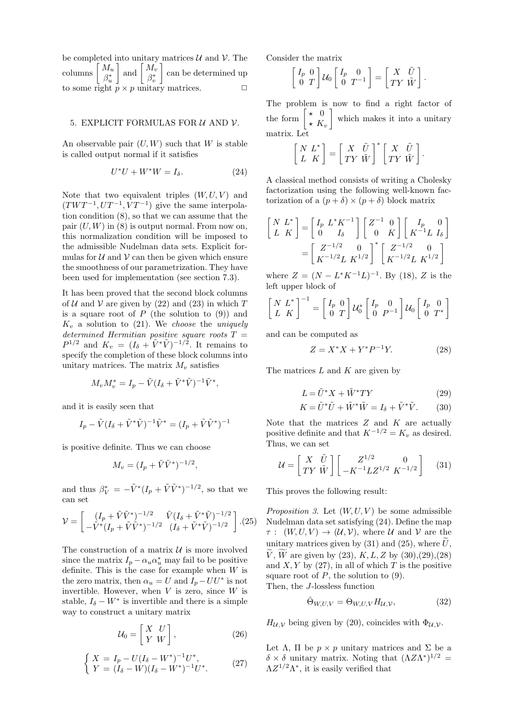be completed into unitary matrices $\mathcal{U}$ and $\mathcal{V}$. The columns $\begin{bmatrix} M_u \\ \beta_u^* \end{bmatrix}$ and $\begin{bmatrix} M_v \\ \beta_v^* \end{bmatrix}$ can be determined up to some right $p \times p$ unitary matrices. □

## 5. EXPLICIT FORMULAS FOR $\mathcal{U}$ AND $\mathcal{V}$.

An observable pair $(U, W)$ such that $W$ is stable is called output normal if it satisfies

$$U^*U + W^*W = I_\delta. \tag{24}$$

Note that two equivalent triples $(W, U, V)$ and $(TWT^{-1}, UT^{-1}, VT^{-1})$ give the same interpolation condition (8), so that we can assume that the pair $(U, W)$ in (8) is output normal. From now on, this normalization condition will be imposed to the admissible Nudelman data sets. Explicit formulas for $\mathcal{U}$ and $\mathcal{V}$ can then be given which ensure the smoothness of our parametrization. They have been used for implementation (see section 7.3).

It has been proved that the second block columns of $\mathcal{U}$ and $\mathcal{V}$ are given by (22) and (23) in which $T$ is a square root of $P$ (the solution to (9)) and $K_v$ a solution to (21). We *choose* the *uniquely determined Hermitian positive square roots* $T = P^{1/2}$ and $K_v = (I_\delta + \tilde{V}^*\tilde{V})^{-1/2}$. It remains to specify the completion of these block columns into unitary matrices. The matrix $M_v$ satisfies

$$M_v M_v^* = I_p - \tilde{V}(I_\delta + \tilde{V}^*\tilde{V})^{-1}\tilde{V}^*,$$

and it is easily seen that

$$I_p - \tilde{V}(I_\delta + \tilde{V}^*\tilde{V})^{-1}\tilde{V}^* = (I_p + \tilde{V}\tilde{V}^*)^{-1}$$

is positive definite. Thus we can choose

$$M_v = (I_p + \tilde{V}\tilde{V}^*)^{-1/2},$$

and thus $\beta_V^* = -\tilde{V}^*(I_p + \tilde{V}\tilde{V}^*)^{-1/2}$, so that we can set

$$\mathcal{V} = \begin{bmatrix} (I_p + \tilde{V}\tilde{V}^*)^{-1/2} & \tilde{V}(I_\delta + \tilde{V}^*\tilde{V})^{-1/2} \\ -\tilde{V}^*(I_p + \tilde{V}\tilde{V}^*)^{-1/2} & (I_\delta + \tilde{V}^*\tilde{V})^{-1/2} \end{bmatrix}. \tag{25}$$

The construction of a matrix $\mathcal{U}$ is more involved since the matrix $I_p - \alpha_u\alpha_u^*$ may fail to be positive definite. This is the case for example when $W$ is the zero matrix, then $\alpha_u = U$ and $I_p - UU^*$ is not invertible. However, when $V$ is zero, since $W$ is stable, $I_\delta - W^*$ is invertible and there is a simple way to construct a unitary matrix

$$\mathcal{U}_0 = \begin{bmatrix} X & U \\ Y & W \end{bmatrix}, \tag{26}$$

$$\begin{cases} X = I_p - U(I_\delta - W^*)^{-1}U^*, \\ Y = (I_\delta - W)(I_\delta - W^*)^{-1}U^*. \end{cases} \tag{27}$$

Consider the matrix

$$\begin{bmatrix} I_p & 0 \\ 0 & T \end{bmatrix} \mathcal{U}_0 \begin{bmatrix} I_p & 0 \\ 0 & T^{-1} \end{bmatrix} = \begin{bmatrix} X & \tilde{U} \\ TY & \tilde{W} \end{bmatrix}.$$

The problem is now to find a right factor of the form $\begin{bmatrix} \star & 0 \\ \star & K_v \end{bmatrix}$ which makes it into a unitary matrix. Let

$$\begin{bmatrix} N & L^* \\ L & K \end{bmatrix} = \begin{bmatrix} X & \tilde{U} \\ TY & \tilde{W} \end{bmatrix}^* \begin{bmatrix} X & \tilde{U} \\ TY & \tilde{W} \end{bmatrix}.$$

A classical method consists of writing a Cholesky factorization using the following well-known factorization of a $(p+\delta) \times (p+\delta)$ block matrix

$$\begin{aligned} \begin{bmatrix} N & L^* \\ L & K \end{bmatrix} &= \begin{bmatrix} I_p & L^*K^{-1} \\ 0 & I_\delta \end{bmatrix} \begin{bmatrix} Z^{-1} & 0 \\ 0 & K \end{bmatrix} \begin{bmatrix} I_p & 0 \\ K^{-1}L & I_\delta \end{bmatrix} \\ &= \begin{bmatrix} Z^{-1/2} & 0 \\ K^{-1/2}L & K^{1/2} \end{bmatrix}^* \begin{bmatrix} Z^{-1/2} & 0 \\ K^{-1/2}L & K^{1/2} \end{bmatrix} \end{aligned}$$

where $Z = (N - L^*K^{-1}L)^{-1}$. By (18), $Z$ is the left upper block of

$$\begin{bmatrix} N & L^* \\ L & K \end{bmatrix}^{-1} = \begin{bmatrix} I_p & 0 \\ 0 & T \end{bmatrix} \mathcal{U}_0^* \begin{bmatrix} I_p & 0 \\ 0 & P^{-1} \end{bmatrix} \mathcal{U}_0 \begin{bmatrix} I_p & 0 \\ 0 & T^* \end{bmatrix}$$

and can be computed as

$$Z = X^*X + Y^*P^{-1}Y. \tag{28}$$

The matrices $L$ and $K$ are given by

$$L = \tilde{U}^*X + \tilde{W}^*TY \tag{29}$$

$$K = \tilde{U}^*\tilde{U} + \tilde{W}^*\tilde{W} = I_\delta + \tilde{V}^*\tilde{V}. \tag{30}$$

Note that the matrices $Z$ and $K$ are actually positive definite and that $K^{-1/2} = K_v$ as desired. Thus, we can set

$$\mathcal{U} = \begin{bmatrix} X & \tilde{U} \\ TY & \tilde{W} \end{bmatrix} \begin{bmatrix} Z^{1/2} & 0 \\ -K^{-1}LZ^{1/2} & K^{-1/2} \end{bmatrix} \tag{31}$$

This proves the following result:

*Proposition 3.* Let $(W, U, V)$ be some admissible Nudelman data set satisfying (24). Define the map $\tau : (W, U, V) \to (\mathcal{U}, \mathcal{V})$, where $\mathcal{U}$ and $\mathcal{V}$ are the unitary matrices given by (31) and (25), where $\widetilde{U}$, $\widetilde{V}$, $\widetilde{W}$ are given by (23), $K, L, Z$ by (30),(29),(28) and $X, Y$ by (27), in all of which $T$ is the positive square root of $P$, the solution to (9).
Then, the $J$-lossless function

$$\hat{\Theta}_{W,U,V} = \Theta_{W,U,V} H_{\mathcal{U},\mathcal{V}}, \tag{32}$$

$H_{\mathcal{U},\mathcal{V}}$ being given by (20), coincides with $\Phi_{\mathcal{U},\mathcal{V}}$.

Let $\Lambda$, $\Pi$ be $p \times p$ unitary matrices and $\Sigma$ be a $\delta \times \delta$ unitary matrix. Noting that $(\Lambda Z \Lambda^*)^{1/2} = \Lambda Z^{1/2} \Lambda^*$, it is easily verified that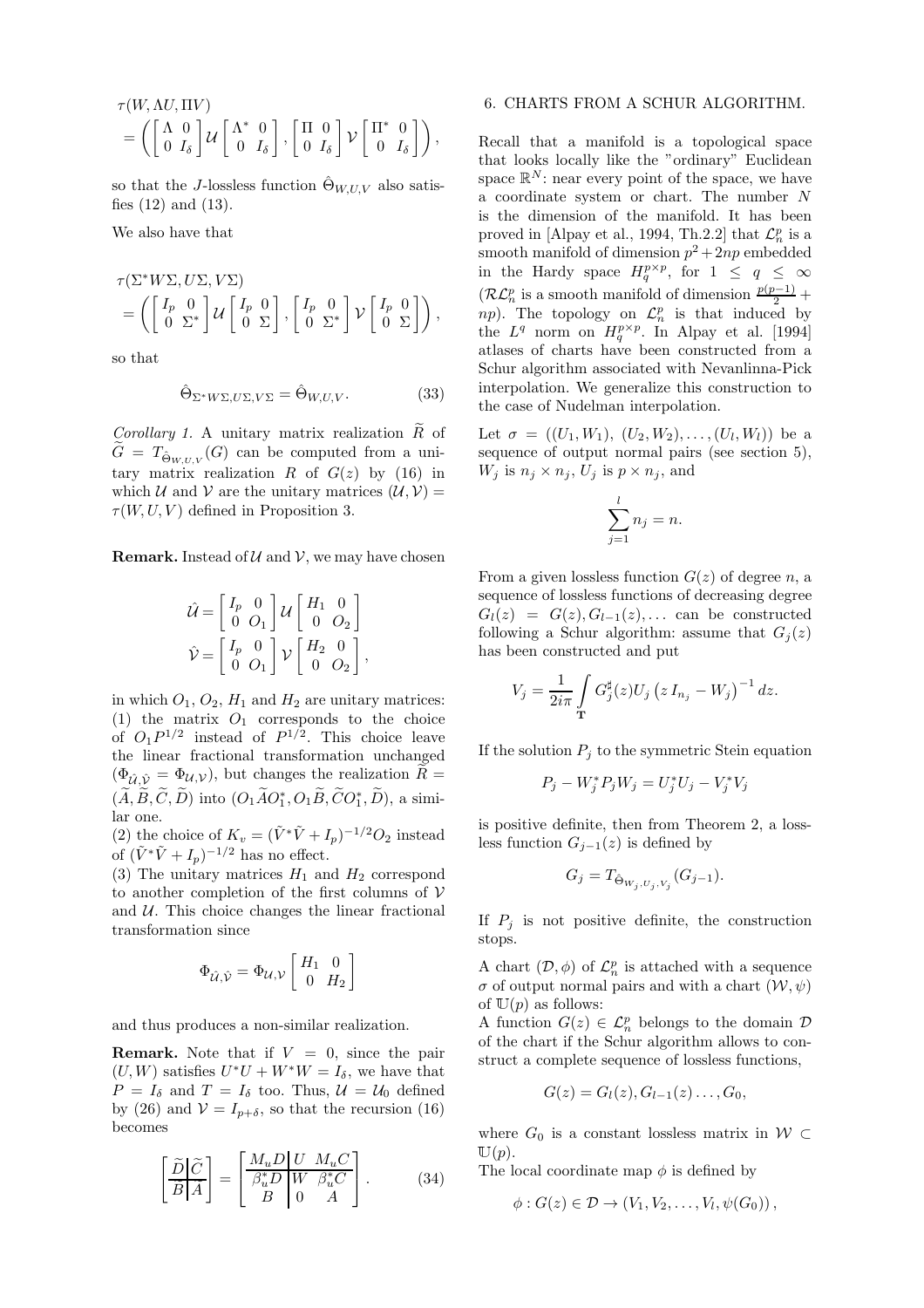$$
\begin{aligned}
&\tau(W, \Lambda U, \Pi V) \\
&= \left( \begin{bmatrix} \Lambda & 0 \\ 0 & I_\delta \end{bmatrix} \mathcal{U} \begin{bmatrix} \Lambda^* & 0 \\ 0 & I_\delta \end{bmatrix}, \begin{bmatrix} \Pi & 0 \\ 0 & I_\delta \end{bmatrix} \mathcal{V} \begin{bmatrix} \Pi^* & 0 \\ 0 & I_\delta \end{bmatrix} \right),
\end{aligned}
$$

so that the $J$-lossless function $\hat{\Theta}_{W,U,V}$ also satisfies (12) and (13).

We also have that

$$
\begin{aligned}
&\tau(\Sigma^* W \Sigma, U\Sigma, V\Sigma) \\
&= \left( \begin{bmatrix} I_p & 0 \\ 0 & \Sigma^* \end{bmatrix} \mathcal{U} \begin{bmatrix} I_p & 0 \\ 0 & \Sigma \end{bmatrix}, \begin{bmatrix} I_p & 0 \\ 0 & \Sigma^* \end{bmatrix} \mathcal{V} \begin{bmatrix} I_p & 0 \\ 0 & \Sigma \end{bmatrix} \right),
\end{aligned}
$$

so that

$$
\hat{\Theta}_{\Sigma^* W \Sigma, U\Sigma, V\Sigma} = \hat{\Theta}_{W,U,V}. \tag{33}
$$

*Corollary 1.* A unitary matrix realization $\widetilde{R}$ of $\widetilde{G} = T_{\hat{\Theta}_{W,U,V}}(G)$ can be computed from a unitary matrix realization $R$ of $G(z)$ by (16) in which $\mathcal{U}$ and $\mathcal{V}$ are the unitary matrices $(\mathcal{U}, \mathcal{V}) = \tau(W, U, V)$ defined in Proposition 3.

**Remark.** Instead of $\mathcal{U}$ and $\mathcal{V}$, we may have chosen

$$
\begin{aligned}
\hat{\mathcal{U}} &= \begin{bmatrix} I_p & 0 \\ 0 & O_1 \end{bmatrix} \mathcal{U} \begin{bmatrix} H_1 & 0 \\ 0 & O_2 \end{bmatrix} \\
\hat{\mathcal{V}} &= \begin{bmatrix} I_p & 0 \\ 0 & O_1 \end{bmatrix} \mathcal{V} \begin{bmatrix} H_2 & 0 \\ 0 & O_2 \end{bmatrix},
\end{aligned}
$$

in which $O_1$, $O_2$, $H_1$ and $H_2$ are unitary matrices:
(1) the matrix $O_1$ corresponds to the choice of $O_1 P^{1/2}$ instead of $P^{1/2}$. This choice leave the linear fractional transformation unchanged ($\Phi_{\hat{\mathcal{U}},\hat{\mathcal{V}}} = \Phi_{\mathcal{U},\mathcal{V}}$), but changes the realization $\widetilde{R} = (\widetilde{A}, \widetilde{B}, \widetilde{C}, \widetilde{D})$ into $(O_1 \widetilde{A} O_1^*, O_1 \widetilde{B}, \widetilde{C} O_1^*, \widetilde{D})$, a similar one.
(2) the choice of $K_v = (\tilde{V}^* \tilde{V} + I_p)^{-1/2} O_2$ instead of $(\tilde{V}^* \tilde{V} + I_p)^{-1/2}$ has no effect.
(3) The unitary matrices $H_1$ and $H_2$ correspond to another completion of the first columns of $\mathcal{V}$ and $\mathcal{U}$. This choice changes the linear fractional transformation since

$$
\Phi_{\hat{\mathcal{U}},\hat{\mathcal{V}}} = \Phi_{\mathcal{U},\mathcal{V}} \begin{bmatrix} H_1 & 0 \\ 0 & H_2 \end{bmatrix}
$$

and thus produces a non-similar realization.

**Remark.** Note that if $V = 0$, since the pair $(U, W)$ satisfies $U^* U + W^* W = I_\delta$, we have that $P = I_\delta$ and $T = I_\delta$ too. Thus, $\mathcal{U} = \mathcal{U}_0$ defined by (26) and $\mathcal{V} = I_{p+\delta}$, so that the recursion (16) becomes

$$
\left[ \begin{array}{c|c} \widetilde{D} & \widetilde{C} \\ \hline \widetilde{B} & \widetilde{A} \end{array} \right] = \left[ \begin{array}{c|cc} M_u D & U & M_u C \\ \hline \beta_u^* D & W & \beta_u^* C \\ B & 0 & A \end{array} \right]. \tag{34}
$$

## 6. CHARTS FROM A SCHUR ALGORITHM.

Recall that a manifold is a topological space that looks locally like the "ordinary" Euclidean space $\mathbb{R}^N$: near every point of the space, we have a coordinate system or chart. The number $N$ is the dimension of the manifold. It has been proved in [Alpay et al., 1994, Th.2.2] that $\mathcal{L}_n^p$ is a smooth manifold of dimension $p^2 + 2np$ embedded in the Hardy space $H_q^{p \times p}$, for $1 \leq q \leq \infty$ ($\mathcal{RL}_n^p$ is a smooth manifold of dimension $\frac{p(p-1)}{2} + np$). The topology on $\mathcal{L}_n^p$ is that induced by the $L^q$ norm on $H_q^{p \times p}$. In Alpay et al. [1994] atlases of charts have been constructed from a Schur algorithm associated with Nevanlinna-Pick interpolation. We generalize this construction to the case of Nudelman interpolation.

Let $\sigma = ((U_1, W_1), (U_2, W_2), \ldots, (U_l, W_l))$ be a sequence of output normal pairs (see section 5), $W_j$ is $n_j \times n_j$, $U_j$ is $p \times n_j$, and

$$
\sum_{j=1}^{l} n_j = n.
$$

From a given lossless function $G(z)$ of degree $n$, a sequence of lossless functions of decreasing degree $G_l(z) = G(z), G_{l-1}(z), \ldots$ can be constructed following a Schur algorithm: assume that $G_j(z)$ has been constructed and put

$$
V_j = \frac{1}{2i\pi} \int_{\mathbf{T}} G_j^\sharp(z) U_j \left( z I_{n_j} - W_j \right)^{-1} dz.
$$

If the solution $P_j$ to the symmetric Stein equation

$$
P_j - W_j^* P_j W_j = U_j^* U_j - V_j^* V_j
$$

is positive definite, then from Theorem 2, a lossless function $G_{j-1}(z)$ is defined by

$$
G_j = T_{\hat{\Theta}_{W_j, U_j, V_j}}(G_{j-1}).
$$

If $P_j$ is not positive definite, the construction stops.

A chart $(\mathcal{D}, \phi)$ of $\mathcal{L}_n^p$ is attached with a sequence $\sigma$ of output normal pairs and with a chart $(\mathcal{W}, \psi)$ of $\mathbb{U}(p)$ as follows:
A function $G(z) \in \mathcal{L}_n^p$ belongs to the domain $\mathcal{D}$ of the chart if the Schur algorithm allows to construct a complete sequence of lossless functions,

$$
G(z) = G_l(z), G_{l-1}(z) \ldots, G_0,
$$

where $G_0$ is a constant lossless matrix in $\mathcal{W} \subset \mathbb{U}(p)$.
The local coordinate map $\phi$ is defined by

$$
\phi : G(z) \in \mathcal{D} \to (V_1, V_2, \ldots, V_l, \psi(G_0)),
$$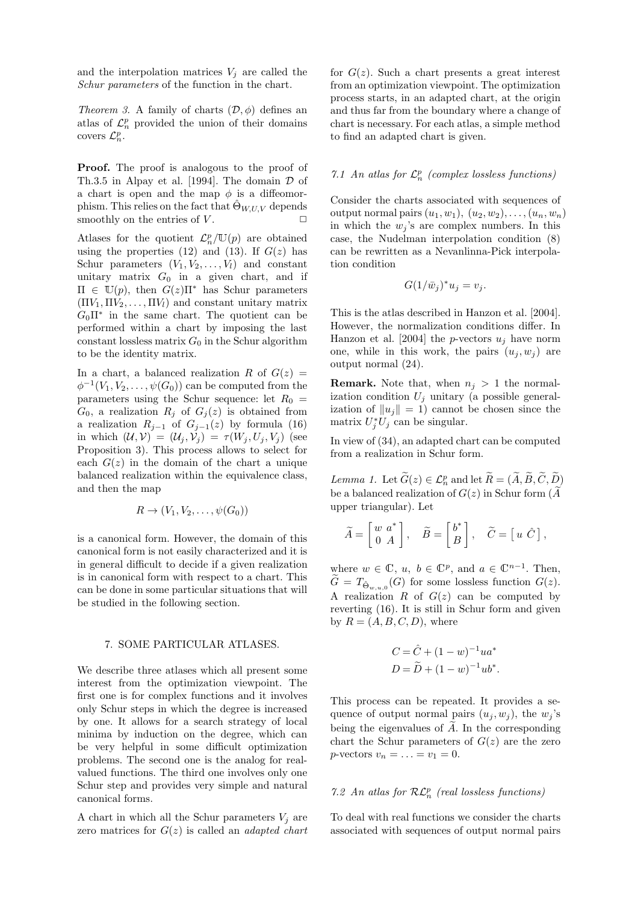and the interpolation matrices $V_j$ are called the *Schur parameters* of the function in the chart.

*Theorem 3.* A family of charts $(\mathcal{D}, \phi)$ defines an atlas of $\mathcal{L}_n^p$ provided the union of their domains covers $\mathcal{L}_n^p$.

**Proof.** The proof is analogous to the proof of Th.3.5 in Alpay et al. [1994]. The domain $\mathcal{D}$ of a chart is open and the map $\phi$ is a diffeomorphism. This relies on the fact that $\hat{\Theta}_{W,U,V}$ depends smoothly on the entries of $V$. $\square$

Atlases for the quotient $\mathcal{L}_n^p/\mathbb{U}(p)$ are obtained using the properties (12) and (13). If $G(z)$ has Schur parameters $(V_1, V_2, \ldots, V_l)$ and constant unitary matrix $G_0$ in a given chart, and if $\Pi \in \mathbb{U}(p)$, then $G(z)\Pi^*$ has Schur parameters $(\Pi V_1, \Pi V_2, \ldots, \Pi V_l)$ and constant unitary matrix $G_0\Pi^*$ in the same chart. The quotient can be performed within a chart by imposing the last constant lossless matrix $G_0$ in the Schur algorithm to be the identity matrix.

In a chart, a balanced realization $R$ of $G(z) = \phi^{-1}(V_1, V_2, \ldots, \psi(G_0))$ can be computed from the parameters using the Schur sequence: let $R_0 = G_0$, a realization $R_j$ of $G_j(z)$ is obtained from a realization $R_{j-1}$ of $G_{j-1}(z)$ by formula (16) in which $(\mathcal{U}, \mathcal{V}) = (\mathcal{U}_j, \mathcal{V}_j) = \tau(W_j, U_j, V_j)$ (see Proposition 3). This process allows to select for each $G(z)$ in the domain of the chart a unique balanced realization within the equivalence class, and then the map

$$R \to (V_1, V_2, \ldots, \psi(G_0))$$

is a canonical form. However, the domain of this canonical form is not easily characterized and it is in general difficult to decide if a given realization is in canonical form with respect to a chart. This can be done in some particular situations that will be studied in the following section.

## 7. SOME PARTICULAR ATLASES.

We describe three atlases which all present some interest from the optimization viewpoint. The first one is for complex functions and it involves only Schur steps in which the degree is increased by one. It allows for a search strategy of local minima by induction on the degree, which can be very helpful in some difficult optimization problems. The second one is the analog for real-valued functions. The third one involves only one Schur step and provides very simple and natural canonical forms.

A chart in which all the Schur parameters $V_j$ are zero matrices for $G(z)$ is called an *adapted chart* for $G(z)$. Such a chart presents a great interest from an optimization viewpoint. The optimization process starts, in an adapted chart, at the origin and thus far from the boundary where a change of chart is necessary. For each atlas, a simple method to find an adapted chart is given.

### *7.1 An atlas for $\mathcal{L}_n^p$ (complex lossless functions)*

Consider the charts associated with sequences of output normal pairs $(u_1, w_1)$, $(u_2, w_2), \ldots, (u_n, w_n)$ in which the $w_j$'s are complex numbers. In this case, the Nudelman interpolation condition (8) can be rewritten as a Nevanlinna-Pick interpolation condition

$$G(1/\bar{w}_j)^* u_j = v_j.$$

This is the atlas described in Hanzon et al. [2004]. However, the normalization conditions differ. In Hanzon et al. [2004] the $p$-vectors $u_j$ have norm one, while in this work, the pairs $(u_j, w_j)$ are output normal (24).

**Remark.** Note that, when $n_j > 1$ the normalization condition $U_j$ unitary (a possible generalization of $\|u_j\| = 1$) cannot be chosen since the matrix $U_j^* U_j$ can be singular.

In view of (34), an adapted chart can be computed from a realization in Schur form.

*Lemma 1.* Let $\widetilde{G}(z) \in \mathcal{L}_n^p$ and let $\widetilde{R} = (\widetilde{A}, \widetilde{B}, \widetilde{C}, \widetilde{D})$ be a balanced realization of $G(z)$ in Schur form ($\widetilde{A}$ upper triangular). Let

$$\widetilde{A} = \begin{bmatrix} w & a^* \\ 0 & A \end{bmatrix}, \quad \widetilde{B} = \begin{bmatrix} b^* \\ B \end{bmatrix}, \quad \widetilde{C} = \begin{bmatrix} u & \hat{C} \end{bmatrix},$$

where $w \in \mathbb{C}$, $u$, $b \in \mathbb{C}^p$, and $a \in \mathbb{C}^{n-1}$. Then, $\widetilde{G} = T_{\hat{\Theta}_{w,u,0}}(G)$ for some lossless function $G(z)$. A realization $R$ of $G(z)$ can be computed by reverting (16). It is still in Schur form and given by $R = (A, B, C, D)$, where

$$C = \hat{C} + (1 - w)^{-1} u a^*$$
$$D = \widetilde{D} + (1 - w)^{-1} u b^*.$$

This process can be repeated. It provides a sequence of output normal pairs $(u_j, w_j)$, the $w_j$'s being the eigenvalues of $\widetilde{A}$. In the corresponding chart the Schur parameters of $G(z)$ are the zero $p$-vectors $v_n = \ldots = v_1 = 0$.

### *7.2 An atlas for $\mathcal{RL}_n^p$ (real lossless functions)*

To deal with real functions we consider the charts associated with sequences of output normal pairs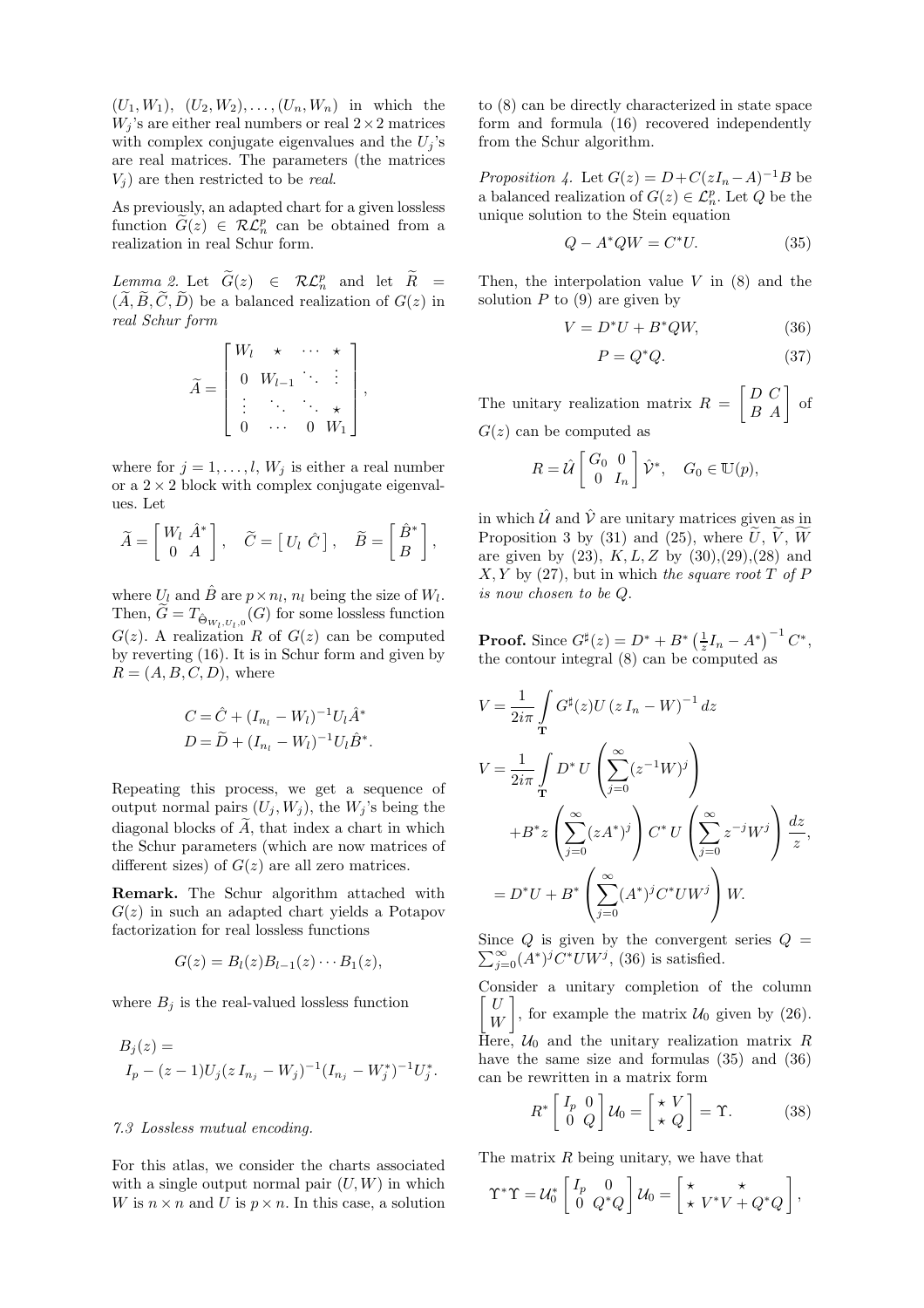$(U_1, W_1),\ (U_2, W_2), \ldots, (U_n, W_n)$ in which the $W_j$'s are either real numbers or real $2\times 2$ matrices with complex conjugate eigenvalues and the $U_j$'s are real matrices. The parameters (the matrices $V_j$) are then restricted to be *real*.

As previously, an adapted chart for a given lossless function $\widetilde{G}(z) \in \mathcal{RL}_n^p$ can be obtained from a realization in real Schur form.

*Lemma 2.* Let $\widetilde{G}(z) \in \mathcal{RL}_n^p$ and let $\widetilde{R} = (\widetilde{A}, \widetilde{B}, \widetilde{C}, \widetilde{D})$ be a balanced realization of $G(z)$ in *real Schur form*

$$\widetilde{A} = \begin{bmatrix} W_l & \star & \cdots & \star \\ 0 & W_{l-1} & \ddots & \vdots \\ \vdots & \ddots & \ddots & \star \\ 0 & \cdots & 0 & W_1 \end{bmatrix},$$

where for $j = 1, \ldots, l$, $W_j$ is either a real number or a $2\times 2$ block with complex conjugate eigenvalues. Let

$$\widetilde{A} = \begin{bmatrix} W_l & \hat{A}^* \\ 0 & A \end{bmatrix}, \quad \widetilde{C} = \begin{bmatrix} U_l & \hat{C} \end{bmatrix}, \quad \widetilde{B} = \begin{bmatrix} \hat{B}^* \\ B \end{bmatrix},$$

where $U_l$ and $\hat{B}$ are $p \times n_l$, $n_l$ being the size of $W_l$. Then, $\widetilde{G} = T_{\hat{\Theta}_{W_l,U_l,0}}(G)$ for some lossless function $G(z)$. A realization $R$ of $G(z)$ can be computed by reverting (16). It is in Schur form and given by $R = (A, B, C, D)$, where

$$C = \hat{C} + (I_{n_l} - W_l)^{-1} U_l \hat{A}^*$$
$$D = \widetilde{D} + (I_{n_l} - W_l)^{-1} U_l \hat{B}^*.$$

Repeating this process, we get a sequence of output normal pairs $(U_j, W_j)$, the $W_j$'s being the diagonal blocks of $\widetilde{A}$, that index a chart in which the Schur parameters (which are now matrices of different sizes) of $G(z)$ are all zero matrices.

**Remark.** The Schur algorithm attached with $G(z)$ in such an adapted chart yields a Potapov factorization for real lossless functions

$$G(z) = B_l(z) B_{l-1}(z) \cdots B_1(z),$$

where $B_j$ is the real-valued lossless function

$$B_j(z) = I_p - (z-1) U_j (z\, I_{n_j} - W_j)^{-1} (I_{n_j} - W_j^*)^{-1} U_j^*.$$

### 7.3 Lossless mutual encoding.

For this atlas, we consider the charts associated with a single output normal pair $(U, W)$ in which $W$ is $n \times n$ and $U$ is $p \times n$. In this case, a solution to (8) can be directly characterized in state space form and formula (16) recovered independently from the Schur algorithm.

*Proposition 4.* Let $G(z) = D + C(zI_n - A)^{-1}B$ be a balanced realization of $G(z) \in \mathcal{L}_n^p$. Let $Q$ be the unique solution to the Stein equation

$$Q - A^* Q W = C^* U. \tag{35}$$

Then, the interpolation value $V$ in (8) and the solution $P$ to (9) are given by

$$V = D^* U + B^* Q W, \tag{36}$$

$$P = Q^* Q. \tag{37}$$

The unitary realization matrix $R = \begin{bmatrix} D & C \\ B & A \end{bmatrix}$ of $G(z)$ can be computed as

$$R = \hat{\mathcal{U}} \begin{bmatrix} G_0 & 0 \\ 0 & I_n \end{bmatrix} \hat{\mathcal{V}}^*, \quad G_0 \in \mathbb{U}(p),$$

in which $\hat{\mathcal{U}}$ and $\hat{\mathcal{V}}$ are unitary matrices given as in Proposition 3 by (31) and (25), where $\widetilde{U}$, $\widetilde{V}$, $\widetilde{W}$ are given by (23), $K, L, Z$ by (30),(29),(28) and $X, Y$ by (27), but in which *the square root $T$ of $P$ is now chosen to be $Q$*.

**Proof.** Since $G^\sharp(z) = D^* + B^* \left(\frac{1}{z} I_n - A^*\right)^{-1} C^*$, the contour integral (8) can be computed as

$$V = \frac{1}{2i\pi} \int_{\mathbf{T}} G^\sharp(z) U \left(z\, I_n - W\right)^{-1} dz$$

$$V = \frac{1}{2i\pi} \int_{\mathbf{T}} D^* \, U \left( \sum_{j=0}^{\infty} (z^{-1} W)^j \right)$$
$$+ B^* z \left( \sum_{j=0}^{\infty} (z A^*)^j \right) C^* \, U \left( \sum_{j=0}^{\infty} z^{-j} W^j \right) \frac{dz}{z},$$
$$= D^* U + B^* \left( \sum_{j=0}^{\infty} (A^*)^j C^* U W^j \right) W.$$

Since $Q$ is given by the convergent series $Q = \sum_{j=0}^{\infty} (A^*)^j C^* U W^j$, (36) is satisfied.

Consider a unitary completion of the column $\begin{bmatrix} U \\ W \end{bmatrix}$, for example the matrix $\mathcal{U}_0$ given by (26). Here, $\mathcal{U}_0$ and the unitary realization matrix $R$ have the same size and formulas (35) and (36) can be rewritten in a matrix form

$$R^* \begin{bmatrix} I_p & 0 \\ 0 & Q \end{bmatrix} \mathcal{U}_0 = \begin{bmatrix} \star & V \\ \star & Q \end{bmatrix} = \Upsilon. \tag{38}$$

The matrix $R$ being unitary, we have that

$$\Upsilon^* \Upsilon = \mathcal{U}_0^* \begin{bmatrix} I_p & 0 \\ 0 & Q^* Q \end{bmatrix} \mathcal{U}_0 = \begin{bmatrix} \star & \star \\ \star & V^* V + Q^* Q \end{bmatrix},$$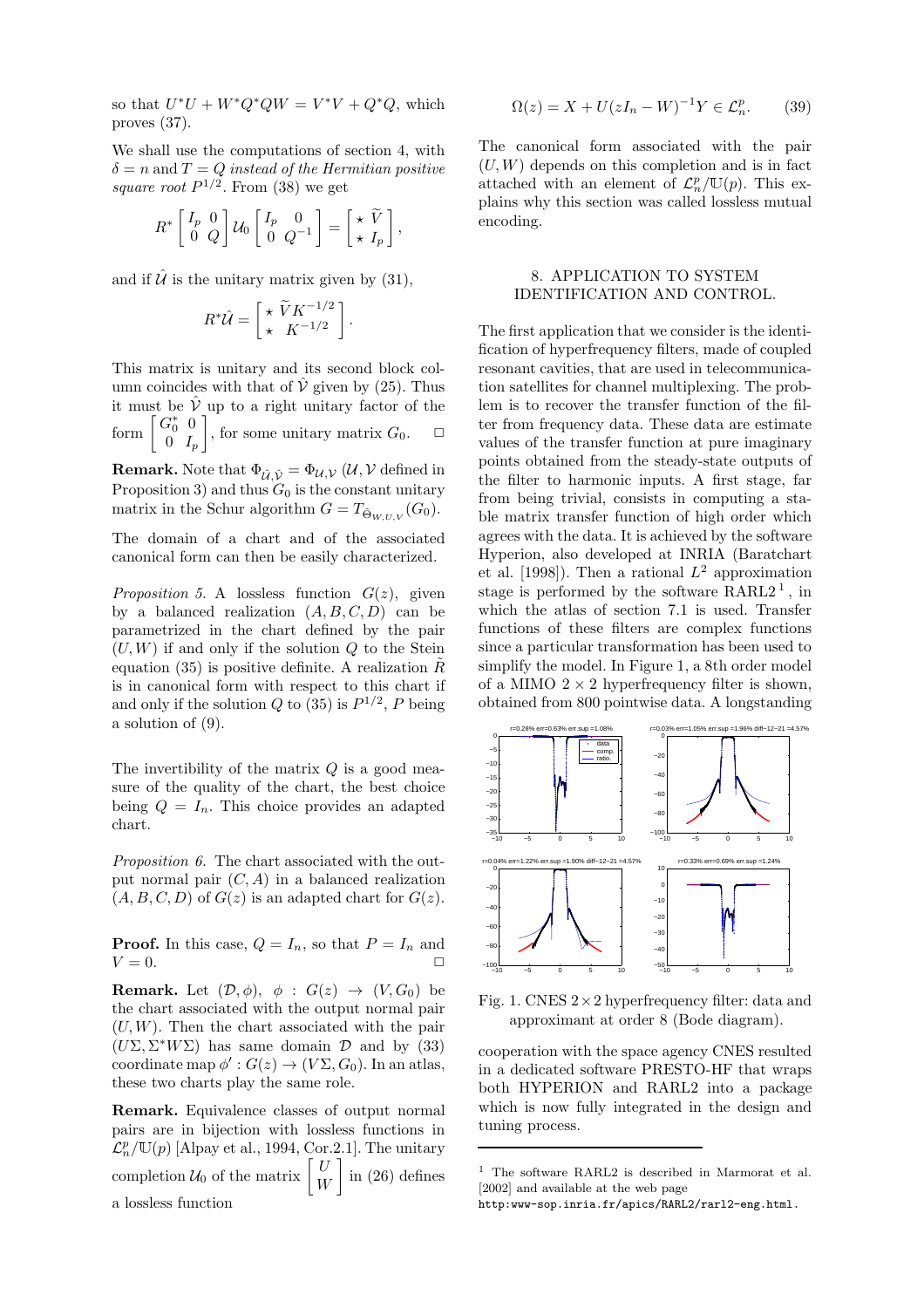so that $U^*U + W^*Q^*QW = V^*V + Q^*Q$, which proves (37).

We shall use the computations of section 4, with $\delta = n$ and $T = Q$ *instead of the Hermitian positive square root* $P^{1/2}$. From (38) we get

$$R^* \begin{bmatrix} I_p & 0 \\ 0 & Q \end{bmatrix} \mathcal{U}_0 \begin{bmatrix} I_p & 0 \\ 0 & Q^{-1} \end{bmatrix} = \begin{bmatrix} \star & \widetilde{V} \\ \star & I_p \end{bmatrix},$$

and if $\hat{\mathcal{U}}$ is the unitary matrix given by (31),

$$R^* \hat{\mathcal{U}} = \begin{bmatrix} \star & \widetilde{V} K^{-1/2} \\ \star & K^{-1/2} \end{bmatrix}.$$

This matrix is unitary and its second block column coincides with that of $\hat{\mathcal{V}}$ given by (25). Thus it must be $\hat{\mathcal{V}}$ up to a right unitary factor of the form $\begin{bmatrix} G_0^* & 0 \\ 0 & I_p \end{bmatrix}$, for some unitary matrix $G_0$. □

**Remark.** Note that $\Phi_{\hat{\mathcal{U}}, \hat{\mathcal{V}}} = \Phi_{\mathcal{U}, \mathcal{V}}$ ($\mathcal{U}, \mathcal{V}$ defined in Proposition 3) and thus $G_0$ is the constant unitary matrix in the Schur algorithm $G = T_{\hat{\Theta}_{W,U,V}}(G_0)$.

The domain of a chart and of the associated canonical form can then be easily characterized.

*Proposition 5.* A lossless function $G(z)$, given by a balanced realization $(A, B, C, D)$ can be parametrized in the chart defined by the pair $(U, W)$ if and only if the solution $Q$ to the Stein equation (35) is positive definite. A realization $\tilde{R}$ is in canonical form with respect to this chart if and only if the solution $Q$ to (35) is $P^{1/2}$, $P$ being a solution of (9).

The invertibility of the matrix $Q$ is a good measure of the quality of the chart, the best choice being $Q = I_n$. This choice provides an adapted chart.

*Proposition 6.* The chart associated with the output normal pair $(C, A)$ in a balanced realization $(A, B, C, D)$ of $G(z)$ is an adapted chart for $G(z)$.

**Proof.** In this case, $Q = I_n$, so that $P = I_n$ and $V = 0$. □

**Remark.** Let $(\mathcal{D}, \phi)$, $\phi : G(z) \to (V, G_0)$ be the chart associated with the output normal pair $(U, W)$. Then the chart associated with the pair $(U\Sigma, \Sigma^* W \Sigma)$ has same domain $\mathcal{D}$ and by (33) coordinate map $\phi' : G(z) \to (V\Sigma, G_0)$. In an atlas, these two charts play the same role.

**Remark.** Equivalence classes of output normal pairs are in bijection with lossless functions in $\mathcal{L}_n^p / \mathbb{U}(p)$ [Alpay et al., 1994, Cor.2.1]. The unitary completion $\mathcal{U}_0$ of the matrix $\begin{bmatrix} U \\ W \end{bmatrix}$ in (26) defines a lossless function

$$\Omega(z) = X + U(zI_n - W)^{-1} Y \in \mathcal{L}_n^p. \qquad (39)$$

The canonical form associated with the pair $(U, W)$ depends on this completion and is in fact attached with an element of $\mathcal{L}_n^p / \mathbb{U}(p)$. This explains why this section was called lossless mutual encoding.

## 8. APPLICATION TO SYSTEM IDENTIFICATION AND CONTROL.

The first application that we consider is the identification of hyperfrequency filters, made of coupled resonant cavities, that are used in telecommunication satellites for channel multiplexing. The problem is to recover the transfer function of the filter from frequency data. These data are estimate values of the transfer function at pure imaginary points obtained from the steady-state outputs of the filter to harmonic inputs. A first stage, far from being trivial, consists in computing a stable matrix transfer function of high order which agrees with the data. It is achieved by the software Hyperion, also developed at INRIA (Baratchart et al. [1998]). Then a rational $L^2$ approximation stage is performed by the software RARL2 [1], in which the atlas of section 7.1 is used. Transfer functions of these filters are complex functions since a particular transformation has been used to simplify the model. In Figure 1, a 8th order model of a MIMO $2 \times 2$ hyperfrequency filter is shown, obtained from 800 pointwise data. A longstanding cooperation with the space agency CNES resulted in a dedicated software PRESTO-HF that wraps both HYPERION and RARL2 into a package which is now fully integrated in the design and tuning process.

Fig. 1. CNES $2 \times 2$ hyperfrequency filter: data and approximant at order 8 (Bode diagram).

[1] The software RARL2 is described in Marmorat et al. [2002] and available at the web page http:www-sop.inria.fr/apics/RARL2/rarl2-eng.html.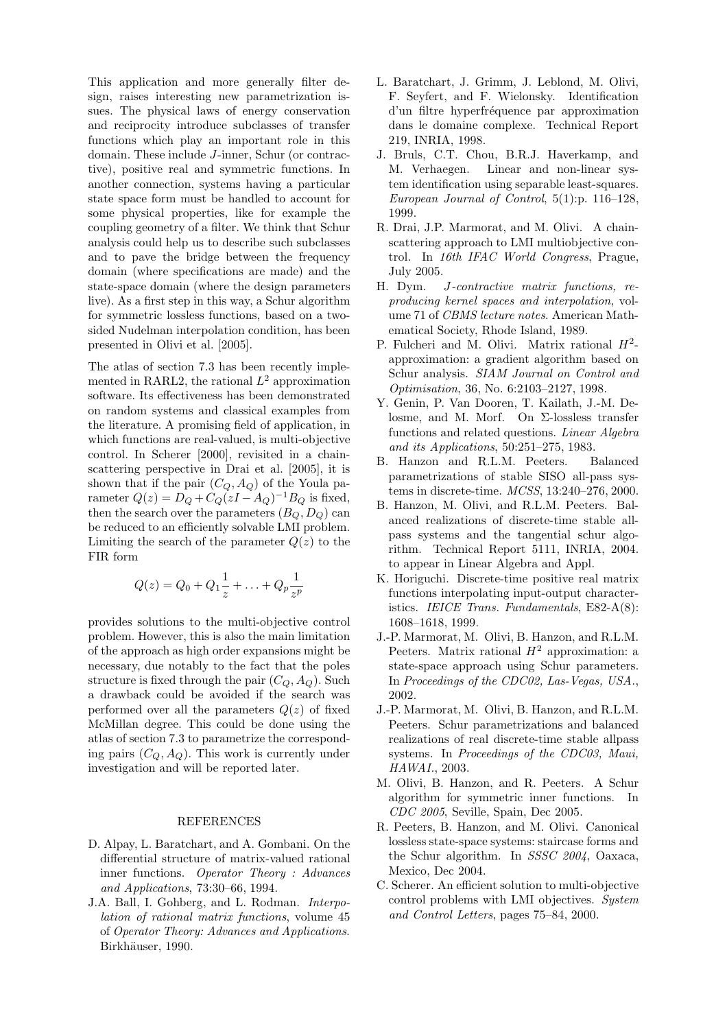This application and more generally filter design, raises interesting new parametrization issues. The physical laws of energy conservation and reciprocity introduce subclasses of transfer functions which play an important role in this domain. These include $J$-inner, Schur (or contractive), positive real and symmetric functions. In another connection, systems having a particular state space form must be handled to account for some physical properties, like for example the coupling geometry of a filter. We think that Schur analysis could help us to describe such subclasses and to pave the bridge between the frequency domain (where specifications are made) and the state-space domain (where the design parameters live). As a first step in this way, a Schur algorithm for symmetric lossless functions, based on a two-sided Nudelman interpolation condition, has been presented in Olivi et al. [2005].

The atlas of section 7.3 has been recently implemented in RARL2, the rational $L^2$ approximation software. Its effectiveness has been demonstrated on random systems and classical examples from the literature. A promising field of application, in which functions are real-valued, is multi-objective control. In Scherer [2000], revisited in a chain-scattering perspective in Drai et al. [2005], it is shown that if the pair $(C_Q, A_Q)$ of the Youla parameter $Q(z) = D_Q + C_Q(zI - A_Q)^{-1}B_Q$ is fixed, then the search over the parameters $(B_Q, D_Q)$ can be reduced to an efficiently solvable LMI problem. Limiting the search of the parameter $Q(z)$ to the FIR form

$$Q(z) = Q_0 + Q_1\frac{1}{z} + \ldots + Q_p\frac{1}{z^p}$$

provides solutions to the multi-objective control problem. However, this is also the main limitation of the approach as high order expansions might be necessary, due notably to the fact that the poles structure is fixed through the pair $(C_Q, A_Q)$. Such a drawback could be avoided if the search was performed over all the parameters $Q(z)$ of fixed McMillan degree. This could be done using the atlas of section 7.3 to parametrize the corresponding pairs $(C_Q, A_Q)$. This work is currently under investigation and will be reported later.

## REFERENCES

D. Alpay, L. Baratchart, and A. Gombani. On the differential structure of matrix-valued rational inner functions. *Operator Theory : Advances and Applications*, 73:30–66, 1994.

J.A. Ball, I. Gohberg, and L. Rodman. *Interpolation of rational matrix functions*, volume 45 of *Operator Theory: Advances and Applications*. Birkhäuser, 1990.

L. Baratchart, J. Grimm, J. Leblond, M. Olivi, F. Seyfert, and F. Wielonsky. Identification d'un filtre hyperfréquence par approximation dans le domaine complexe. Technical Report 219, INRIA, 1998.

J. Bruls, C.T. Chou, B.R.J. Haverkamp, and M. Verhaegen. Linear and non-linear system identification using separable least-squares. *European Journal of Control*, 5(1):p. 116–128, 1999.

R. Drai, J.P. Marmorat, and M. Olivi. A chain-scattering approach to LMI multiobjective control. In *16th IFAC World Congress*, Prague, July 2005.

H. Dym. *J-contractive matrix functions, reproducing kernel spaces and interpolation*, volume 71 of *CBMS lecture notes*. American Mathematical Society, Rhode Island, 1989.

P. Fulcheri and M. Olivi. Matrix rational $H^2$-approximation: a gradient algorithm based on Schur analysis. *SIAM Journal on Control and Optimisation*, 36, No. 6:2103–2127, 1998.

Y. Genin, P. Van Dooren, T. Kailath, J.-M. Delosme, and M. Morf. On Σ-lossless transfer functions and related questions. *Linear Algebra and its Applications*, 50:251–275, 1983.

B. Hanzon and R.L.M. Peeters. Balanced parametrizations of stable SISO all-pass systems in discrete-time. *MCSS*, 13:240–276, 2000.

B. Hanzon, M. Olivi, and R.L.M. Peeters. Balanced realizations of discrete-time stable all-pass systems and the tangential schur algorithm. Technical Report 5111, INRIA, 2004. to appear in Linear Algebra and Appl.

K. Horiguchi. Discrete-time positive real matrix functions interpolating input-output characteristics. *IEICE Trans. Fundamentals*, E82-A(8): 1608–1618, 1999.

J.-P. Marmorat, M. Olivi, B. Hanzon, and R.L.M. Peeters. Matrix rational $H^2$ approximation: a state-space approach using Schur parameters. In *Proceedings of the CDC02, Las-Vegas, USA.*, 2002.

J.-P. Marmorat, M. Olivi, B. Hanzon, and R.L.M. Peeters. Schur parametrizations and balanced realizations of real discrete-time stable allpass systems. In *Proceedings of the CDC03, Maui, HAWAI.*, 2003.

M. Olivi, B. Hanzon, and R. Peeters. A Schur algorithm for symmetric inner functions. In *CDC 2005*, Seville, Spain, Dec 2005.

R. Peeters, B. Hanzon, and M. Olivi. Canonical lossless state-space systems: staircase forms and the Schur algorithm. In *SSSC 2004*, Oaxaca, Mexico, Dec 2004.

C. Scherer. An efficient solution to multi-objective control problems with LMI objectives. *System and Control Letters*, pages 75–84, 2000.